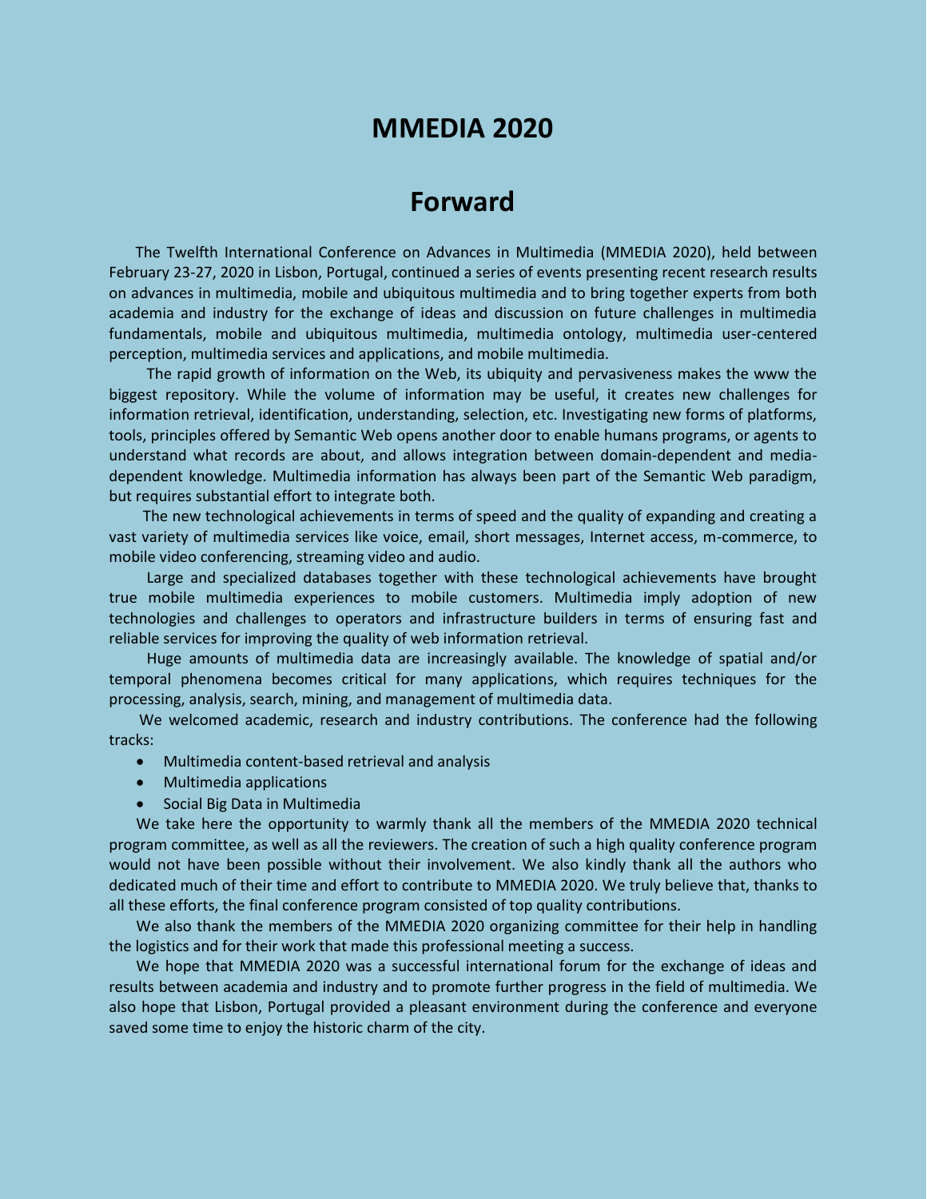# MMEDIA 2020

## Forward

The Twelfth International Conference on Advances in Multimedia (MMEDIA 2020), held between February 23-27, 2020 in Lisbon, Portugal, continued a series of events presenting recent research results on advances in multimedia, mobile and ubiquitous multimedia and to bring together experts from both academia and industry for the exchange of ideas and discussion on future challenges in multimedia fundamentals, mobile and ubiquitous multimedia, multimedia ontology, multimedia user-centered perception, multimedia services and applications, and mobile multimedia.

The rapid growth of information on the Web, its ubiquity and pervasiveness makes the www the biggest repository. While the volume of information may be useful, it creates new challenges for information retrieval, identification, understanding, selection, etc. Investigating new forms of platforms, tools, principles offered by Semantic Web opens another door to enable humans programs, or agents to understand what records are about, and allows integration between domain-dependent and media-dependent knowledge. Multimedia information has always been part of the Semantic Web paradigm, but requires substantial effort to integrate both.

The new technological achievements in terms of speed and the quality of expanding and creating a vast variety of multimedia services like voice, email, short messages, Internet access, m-commerce, to mobile video conferencing, streaming video and audio.

Large and specialized databases together with these technological achievements have brought true mobile multimedia experiences to mobile customers. Multimedia imply adoption of new technologies and challenges to operators and infrastructure builders in terms of ensuring fast and reliable services for improving the quality of web information retrieval.

Huge amounts of multimedia data are increasingly available. The knowledge of spatial and/or temporal phenomena becomes critical for many applications, which requires techniques for the processing, analysis, search, mining, and management of multimedia data.

We welcomed academic, research and industry contributions. The conference had the following tracks:

- Multimedia content-based retrieval and analysis
- Multimedia applications
- Social Big Data in Multimedia

We take here the opportunity to warmly thank all the members of the MMEDIA 2020 technical program committee, as well as all the reviewers. The creation of such a high quality conference program would not have been possible without their involvement. We also kindly thank all the authors who dedicated much of their time and effort to contribute to MMEDIA 2020. We truly believe that, thanks to all these efforts, the final conference program consisted of top quality contributions.

We also thank the members of the MMEDIA 2020 organizing committee for their help in handling the logistics and for their work that made this professional meeting a success.

We hope that MMEDIA 2020 was a successful international forum for the exchange of ideas and results between academia and industry and to promote further progress in the field of multimedia. We also hope that Lisbon, Portugal provided a pleasant environment during the conference and everyone saved some time to enjoy the historic charm of the city.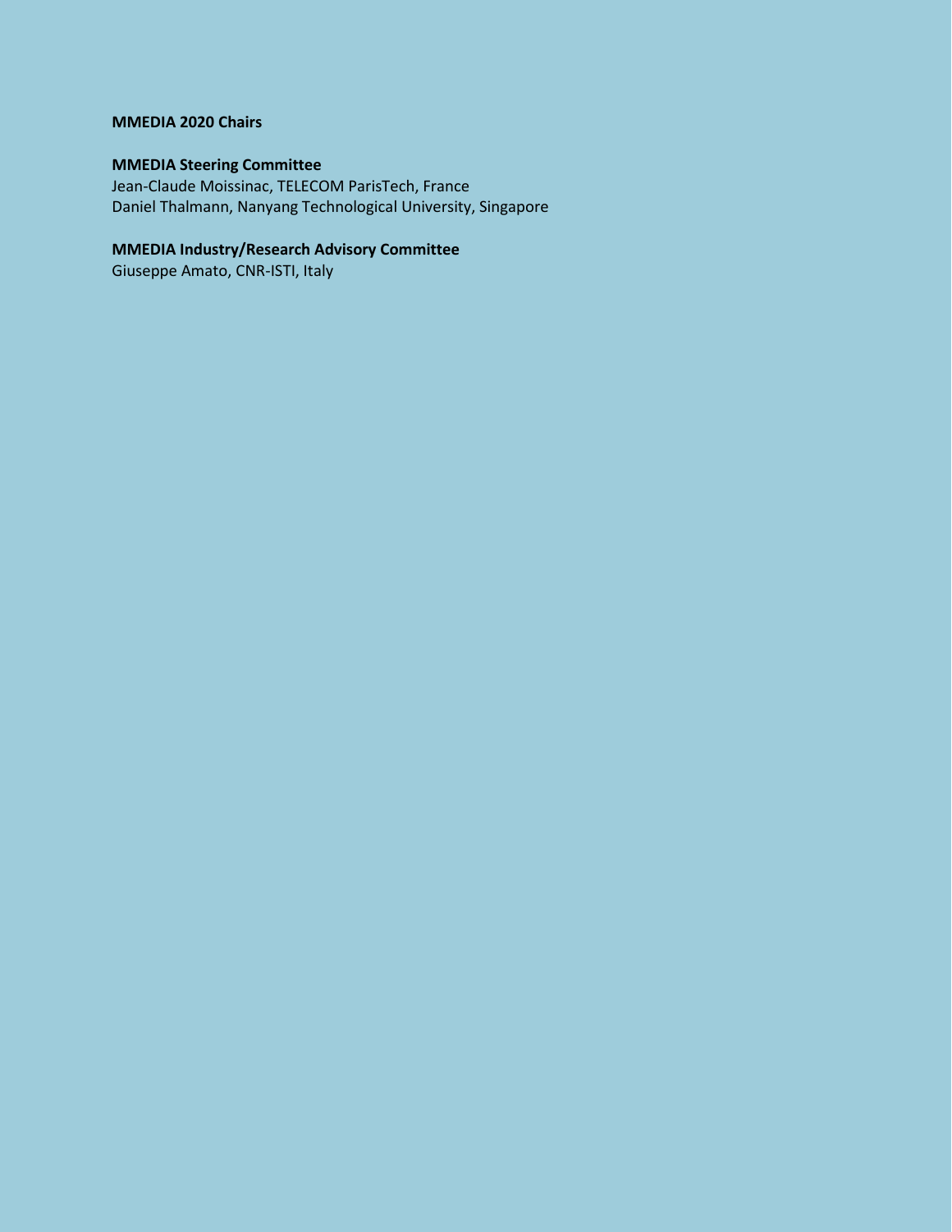**MMEDIA 2020 Chairs**

**MMEDIA Steering Committee**

Jean-Claude Moissinac, TELECOM ParisTech, France
Daniel Thalmann, Nanyang Technological University, Singapore

**MMEDIA Industry/Research Advisory Committee**

Giuseppe Amato, CNR-ISTI, Italy